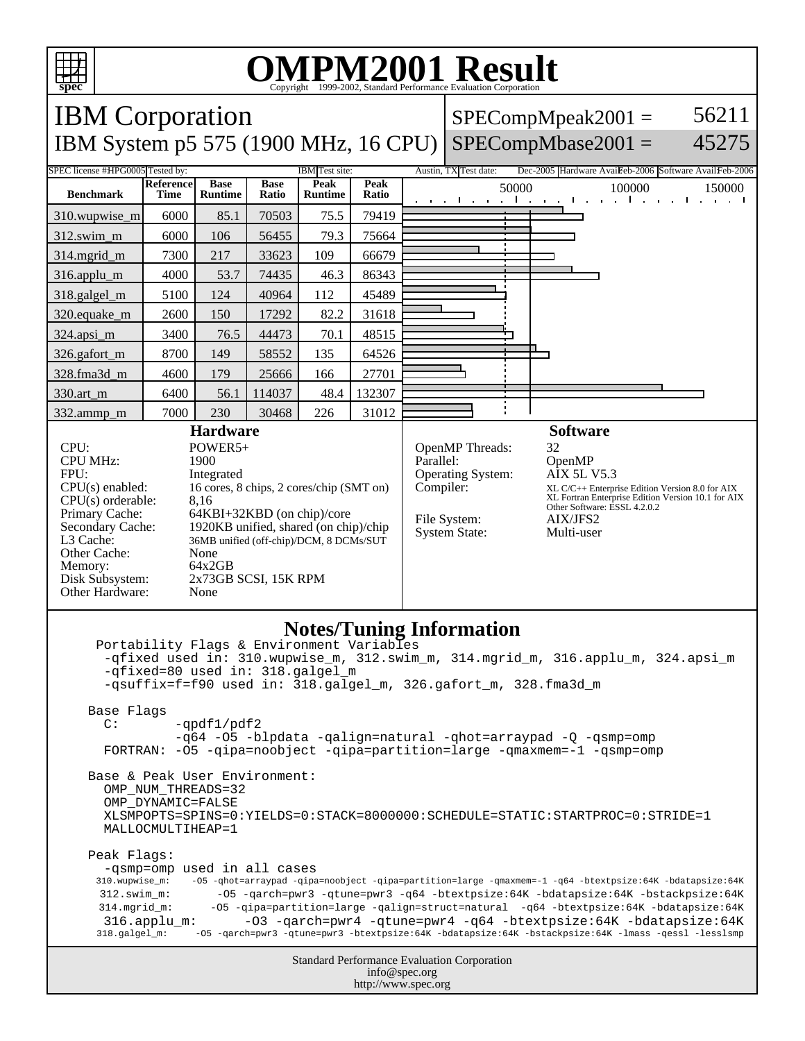# OMPM2001 Result

Copyright 1999-2002, Standard Performance Evaluation Corporation

## IBM Corporation

## IBM System p5 575 (1900 MHz, 16 CPU)

SPECompMpeak2001 = 56211

SPECompMbase2001 = 45275

SPEC license #: HPG0005 | Tested by: IBM | Test site: Austin, TX | Test date: Dec-2005 | Hardware Avail: Feb-2006 | Software Avail: Feb-2006

| Benchmark | Reference Time | Base Runtime | Base Ratio | Peak Runtime | Peak Ratio |
|---|---|---|---|---|---|
| 310.wupwise_m | 6000 | 85.1 | 70503 | 75.5 | 79419 |
| 312.swim_m | 6000 | 106 | 56455 | 79.3 | 75664 |
| 314.mgrid_m | 7300 | 217 | 33623 | 109 | 66679 |
| 316.applu_m | 4000 | 53.7 | 74435 | 46.3 | 86343 |
| 318.galgel_m | 5100 | 124 | 40964 | 112 | 45489 |
| 320.equake_m | 2600 | 150 | 17292 | 82.2 | 31618 |
| 324.apsi_m | 3400 | 76.5 | 44473 | 70.1 | 48515 |
| 326.gafort_m | 8700 | 149 | 58552 | 135 | 64526 |
| 328.fma3d_m | 4600 | 179 | 25666 | 166 | 27701 |
| 330.art_m | 6400 | 56.1 | 114037 | 48.4 | 132307 |
| 332.ammp_m | 7000 | 230 | 30468 | 226 | 31012 |

### Hardware

- CPU: POWER5+
- CPU MHz: 1900
- FPU: Integrated
- CPU(s) enabled: 16 cores, 8 chips, 2 cores/chip (SMT on)
- CPU(s) orderable: 8,16
- Primary Cache: 64KBI+32KBD (on chip)/core
- Secondary Cache: 1920KB unified, shared (on chip)/chip
- L3 Cache: 36MB unified (off-chip)/DCM, 8 DCMs/SUT
- Other Cache: None
- Memory: 64x2GB
- Disk Subsystem: 2x73GB SCSI, 15K RPM
- Other Hardware: None

### Software

- OpenMP Threads: 32
- Parallel: OpenMP
- Operating System: AIX 5L V5.3
- Compiler: XL C/C++ Enterprise Edition Version 8.0 for AIX; XL Fortran Enterprise Edition Version 10.1 for AIX; Other Software: ESSL 4.2.0.2
- File System: AIX/JFS2
- System State: Multi-user

### Notes/Tuning Information

```
 Portability Flags & Environment Variables
  -qfixed used in: 310.wupwise_m, 312.swim_m, 314.mgrid_m, 316.applu_m, 324.apsi_m
  -qfixed=80 used in: 318.galgel_m
  -qsuffix=f=f90 used in: 318.galgel_m, 326.gafort_m, 328.fma3d_m

Base Flags
  C:       -qpdf1/pdf2
           -q64 -O5 -blpdata -qalign=natural -qhot=arraypad -Q -qsmp=omp
  FORTRAN: -O5 -qipa=noobject -qipa=partition=large -qmaxmem=-1 -qsmp=omp

Base & Peak User Environment:
  OMP_NUM_THREADS=32
  OMP_DYNAMIC=FALSE
  XLSMPOPTS=SPINS=0:YIELDS=0:STACK=8000000:SCHEDULE=STATIC:STARTPROC=0:STRIDE=1
  MALLOCMULTIHEAP=1

Peak Flags:
  -qsmp=omp used in all cases
  310.wupwise_m:   -O5 -qhot=arraypad -qipa=noobject -qipa=partition=large -qmaxmem=-1 -q64 -btextpsize:64K -bdatapsize:64K
  312.swim_m:      -O5 -qarch=pwr3 -qtune=pwr3 -q64 -btextpsize:64K -bdatapsize:64K -bstackpsize:64K
  314.mgrid_m:     -O5 -qipa=partition=large -qalign=struct=natural  -q64 -btextpsize:64K -bdatapsize:64K
  316.applu_m:     -O3 -qarch=pwr4 -qtune=pwr4 -q64 -btextpsize:64K -bdatapsize:64K
  318.galgel_m:    -O5 -qarch=pwr3 -qtune=pwr3 -btextpsize:64K -bdatapsize:64K -bstackpsize:64K -lmass -qessl -lesslsmp
```

Standard Performance Evaluation Corporation
info@spec.org
http://www.spec.org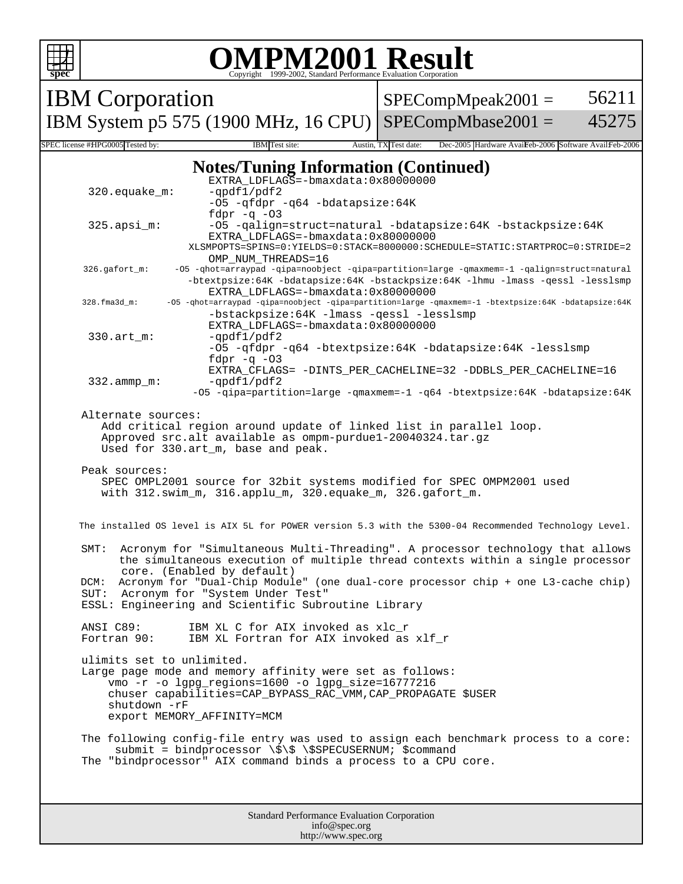# OMPM2001 Result

Copyright 1999-2002, Standard Performance Evaluation Corporation

| IBM Corporation | SPECompMpeak2001 = | 56211 |
|---|---|---|
| IBM System p5 575 (1900 MHz, 16 CPU) | SPECompMbase2001 = | 45275 |

SPEC license #: HPG0005 | Tested by: IBM | Test site: Austin, TX | Test date: Dec-2005 | Hardware Avail: Feb-2006 | Software Avail: Feb-2006

## Notes/Tuning Information (Continued)

```
                       EXTRA_LDFLAGS=-bmaxdata:0x80000000
 320.equake_m:         -qpdf1/pdf2
                       -O5 -qfdpr -q64 -bdatapsize:64K
                       fdpr -q -O3
 325.apsi_m:           -O5 -qalign=struct=natural -bdatapsize:64K -bstackpsize:64K
                       EXTRA_LDFLAGS=-bmaxdata:0x80000000
                     XLSMPOPTS=SPINS=0:YIELDS=0:STACK=8000000:SCHEDULE=STATIC:STARTPROC=0:STRIDE=2
                       OMP_NUM_THREADS=16
 326.gafort_m:     -O5 -qhot=arraypad -qipa=noobject -qipa=partition=large -qmaxmem=-1 -qalign=struct=natural
                     -btextpsize:64K -bdatapsize:64K -bstackpsize:64K -lhmu -lmass -qessl -lesslsmp
                       EXTRA_LDFLAGS=-bmaxdata:0x80000000
 328.fma3d_m:     -O5 -qhot=arraypad -qipa=noobject -qipa=partition=large -qmaxmem=-1 -btextpsize:64K -bdatapsize:64K
                       -bstackpsize:64K -lmass -qessl -lesslsmp
                       EXTRA_LDFLAGS=-bmaxdata:0x80000000
 330.art_m:            -qpdf1/pdf2
                       -O5 -qfdpr -q64 -btextpsize:64K -bdatapsize:64K -lesslsmp
                       fdpr -q -O3
                       EXTRA_CFLAGS= -DINTS_PER_CACHELINE=32 -DDBLS_PER_CACHELINE=16
 332.ammp_m:           -qpdf1/pdf2
                     -O5 -qipa=partition=large -qmaxmem=-1 -q64 -btextpsize:64K -bdatapsize:64K
```

Alternate sources:
Add critical region around update of linked list in parallel loop.
Approved src.alt available as ompm-purdue1-20040324.tar.gz
Used for 330.art_m, base and peak.

Peak sources:
SPEC OMPL2001 source for 32bit systems modified for SPEC OMPM2001 used
with 312.swim_m, 316.applu_m, 320.equake_m, 326.gafort_m.

The installed OS level is AIX 5L for POWER version 5.3 with the 5300-04 Recommended Technology Level.

SMT: Acronym for "Simultaneous Multi-Threading". A processor technology that allows the simultaneous execution of multiple thread contexts within a single processor core. (Enabled by default)
DCM: Acronym for "Dual-Chip Module" (one dual-core processor chip + one L3-cache chip)
SUT: Acronym for "System Under Test"
ESSL: Engineering and Scientific Subroutine Library

ANSI C89: IBM XL C for AIX invoked as xlc_r
Fortran 90: IBM XL Fortran for AIX invoked as xlf_r

ulimits set to unlimited.
Large page mode and memory affinity were set as follows:

```
vmo -r -o lgpg_regions=1600 -o lgpg_size=16777216
chuser capabilities=CAP_BYPASS_RAC_VMM,CAP_PROPAGATE $USER
shutdown -rF
export MEMORY_AFFINITY=MCM
```

The following config-file entry was used to assign each benchmark process to a core:

```
submit = bindprocessor \$\$ \$SPECUSERNUM; $command
```

The "bindprocessor" AIX command binds a process to a CPU core.

Standard Performance Evaluation Corporation
info@spec.org
http://www.spec.org